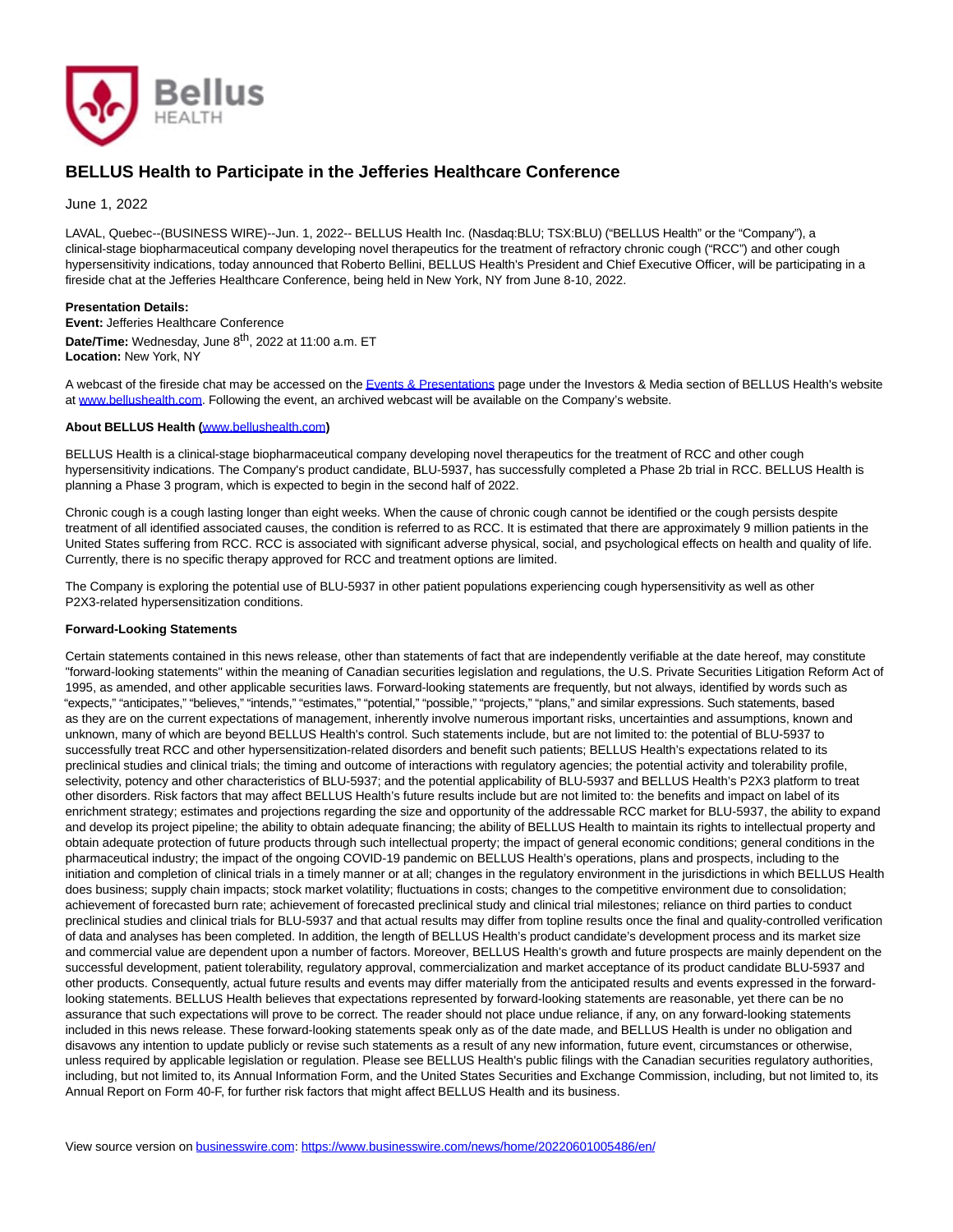# BELLUS Health to Participate in the Jefferies Healthcare Conference

June 1, 2022

LAVAL, Quebec--(BUSINESS WIRE)--Jun. 1, 2022-- BELLUS Health Inc. (Nasdaq:BLU; TSX:BLU) ("BELLUS Health" or the "Company"), a clinical-stage biopharmaceutical company developing novel therapeutics for the treatment of refractory chronic cough ("RCC") and other cough hypersensitivity indications, today announced that Roberto Bellini, BELLUS Health's President and Chief Executive Officer, will be participating in a fireside chat at the Jefferies Healthcare Conference, being held in New York, NY from June 8-10, 2022.

**Presentation Details:**
**Event:** Jefferies Healthcare Conference
**Date/Time:** Wednesday, June 8th, 2022 at 11:00 a.m. ET
**Location:** New York, NY

A webcast of the fireside chat may be accessed on the Events & Presentations page under the Investors & Media section of BELLUS Health's website at www.bellushealth.com. Following the event, an archived webcast will be available on the Company's website.

**About BELLUS Health (www.bellushealth.com)**

BELLUS Health is a clinical-stage biopharmaceutical company developing novel therapeutics for the treatment of RCC and other cough hypersensitivity indications. The Company's product candidate, BLU-5937, has successfully completed a Phase 2b trial in RCC. BELLUS Health is planning a Phase 3 program, which is expected to begin in the second half of 2022.

Chronic cough is a cough lasting longer than eight weeks. When the cause of chronic cough cannot be identified or the cough persists despite treatment of all identified associated causes, the condition is referred to as RCC. It is estimated that there are approximately 9 million patients in the United States suffering from RCC. RCC is associated with significant adverse physical, social, and psychological effects on health and quality of life. Currently, there is no specific therapy approved for RCC and treatment options are limited.

The Company is exploring the potential use of BLU-5937 in other patient populations experiencing cough hypersensitivity as well as other P2X3-related hypersensitization conditions.

**Forward-Looking Statements**

Certain statements contained in this news release, other than statements of fact that are independently verifiable at the date hereof, may constitute "forward-looking statements" within the meaning of Canadian securities legislation and regulations, the U.S. Private Securities Litigation Reform Act of 1995, as amended, and other applicable securities laws. Forward-looking statements are frequently, but not always, identified by words such as "expects," "anticipates," "believes," "intends," "estimates," "potential," "possible," "projects," "plans," and similar expressions. Such statements, based as they are on the current expectations of management, inherently involve numerous important risks, uncertainties and assumptions, known and unknown, many of which are beyond BELLUS Health's control. Such statements include, but are not limited to: the potential of BLU-5937 to successfully treat RCC and other hypersensitization-related disorders and benefit such patients; BELLUS Health's expectations related to its preclinical studies and clinical trials; the timing and outcome of interactions with regulatory agencies; the potential activity and tolerability profile, selectivity, potency and other characteristics of BLU-5937; and the potential applicability of BLU-5937 and BELLUS Health's P2X3 platform to treat other disorders. Risk factors that may affect BELLUS Health's future results include but are not limited to: the benefits and impact on label of its enrichment strategy; estimates and projections regarding the size and opportunity of the addressable RCC market for BLU-5937, the ability to expand and develop its project pipeline; the ability to obtain adequate financing; the ability of BELLUS Health to maintain its rights to intellectual property and obtain adequate protection of future products through such intellectual property; the impact of general economic conditions; general conditions in the pharmaceutical industry; the impact of the ongoing COVID-19 pandemic on BELLUS Health's operations, plans and prospects, including to the initiation and completion of clinical trials in a timely manner or at all; changes in the regulatory environment in the jurisdictions in which BELLUS Health does business; supply chain impacts; stock market volatility; fluctuations in costs; changes to the competitive environment due to consolidation; achievement of forecasted burn rate; achievement of forecasted preclinical study and clinical trial milestones; reliance on third parties to conduct preclinical studies and clinical trials for BLU-5937 and that actual results may differ from topline results once the final and quality-controlled verification of data and analyses has been completed. In addition, the length of BELLUS Health's product candidate's development process and its market size and commercial value are dependent upon a number of factors. Moreover, BELLUS Health's growth and future prospects are mainly dependent on the successful development, patient tolerability, regulatory approval, commercialization and market acceptance of its product candidate BLU-5937 and other products. Consequently, actual future results and events may differ materially from the anticipated results and events expressed in the forward-looking statements. BELLUS Health believes that expectations represented by forward-looking statements are reasonable, yet there can be no assurance that such expectations will prove to be correct. The reader should not place undue reliance, if any, on any forward-looking statements included in this news release. These forward-looking statements speak only as of the date made, and BELLUS Health is under no obligation and disavows any intention to update publicly or revise such statements as a result of any new information, future event, circumstances or otherwise, unless required by applicable legislation or regulation. Please see BELLUS Health's public filings with the Canadian securities regulatory authorities, including, but not limited to, its Annual Information Form, and the United States Securities and Exchange Commission, including, but not limited to, its Annual Report on Form 40-F, for further risk factors that might affect BELLUS Health and its business.

View source version on businesswire.com: https://www.businesswire.com/news/home/20220601005486/en/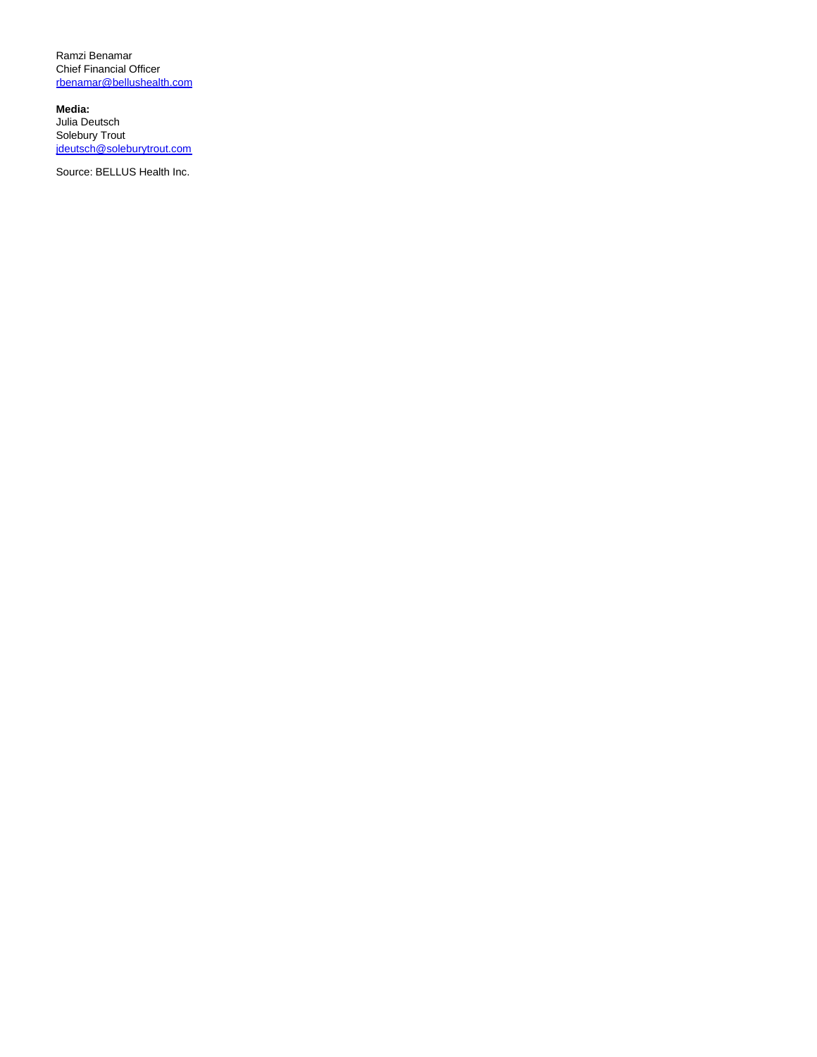Ramzi Benamar
Chief Financial Officer
rbenamar@bellushealth.com

**Media:**
Julia Deutsch
Solebury Trout
jdeutsch@soleburytrout.com

Source: BELLUS Health Inc.